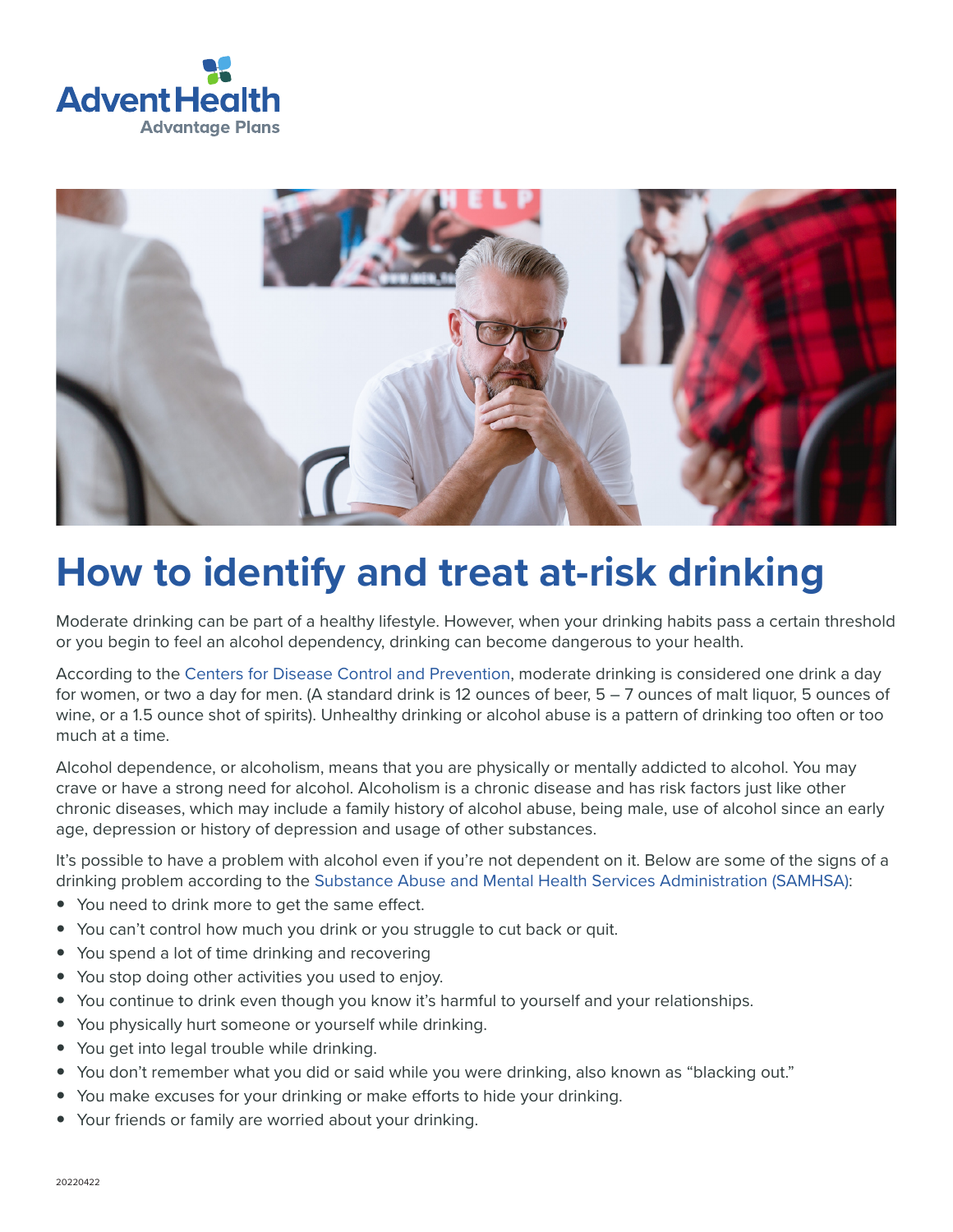AdventHealth
Advantage Plans

# How to identify and treat at-risk drinking

Moderate drinking can be part of a healthy lifestyle. However, when your drinking habits pass a certain threshold or you begin to feel an alcohol dependency, drinking can become dangerous to your health.

According to the Centers for Disease Control and Prevention, moderate drinking is considered one drink a day for women, or two a day for men. (A standard drink is 12 ounces of beer, 5 – 7 ounces of malt liquor, 5 ounces of wine, or a 1.5 ounce shot of spirits). Unhealthy drinking or alcohol abuse is a pattern of drinking too often or too much at a time.

Alcohol dependence, or alcoholism, means that you are physically or mentally addicted to alcohol. You may crave or have a strong need for alcohol. Alcoholism is a chronic disease and has risk factors just like other chronic diseases, which may include a family history of alcohol abuse, being male, use of alcohol since an early age, depression or history of depression and usage of other substances.

It's possible to have a problem with alcohol even if you're not dependent on it. Below are some of the signs of a drinking problem according to the Substance Abuse and Mental Health Services Administration (SAMHSA):

- You need to drink more to get the same effect.
- You can't control how much you drink or you struggle to cut back or quit.
- You spend a lot of time drinking and recovering
- You stop doing other activities you used to enjoy.
- You continue to drink even though you know it's harmful to yourself and your relationships.
- You physically hurt someone or yourself while drinking.
- You get into legal trouble while drinking.
- You don't remember what you did or said while you were drinking, also known as "blacking out."
- You make excuses for your drinking or make efforts to hide your drinking.
- Your friends or family are worried about your drinking.

20220422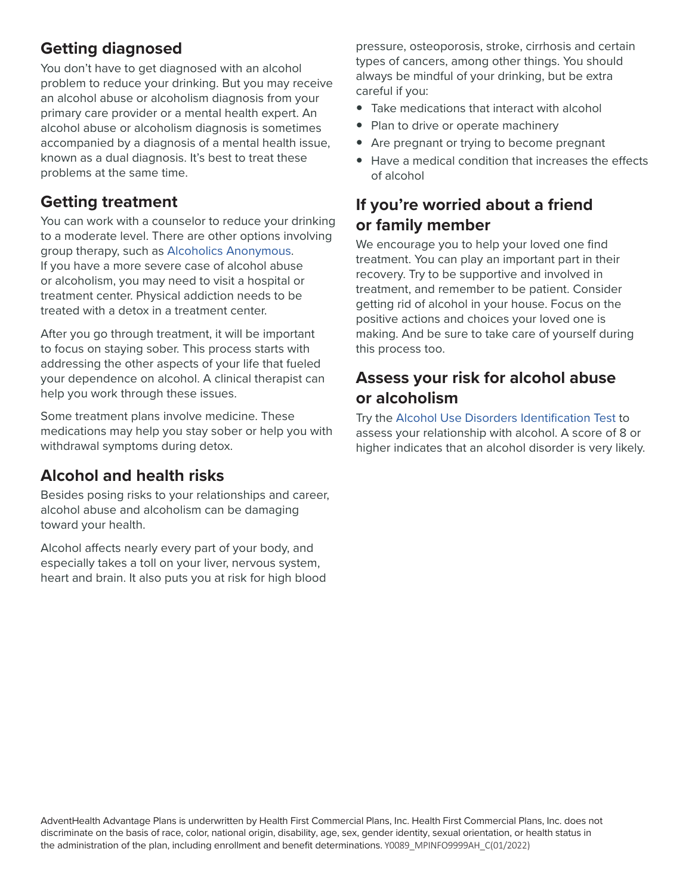## Getting diagnosed

You don't have to get diagnosed with an alcohol problem to reduce your drinking. But you may receive an alcohol abuse or alcoholism diagnosis from your primary care provider or a mental health expert. An alcohol abuse or alcoholism diagnosis is sometimes accompanied by a diagnosis of a mental health issue, known as a dual diagnosis. It's best to treat these problems at the same time.

## Getting treatment

You can work with a counselor to reduce your drinking to a moderate level. There are other options involving group therapy, such as Alcoholics Anonymous. If you have a more severe case of alcohol abuse or alcoholism, you may need to visit a hospital or treatment center. Physical addiction needs to be treated with a detox in a treatment center.

After you go through treatment, it will be important to focus on staying sober. This process starts with addressing the other aspects of your life that fueled your dependence on alcohol. A clinical therapist can help you work through these issues.

Some treatment plans involve medicine. These medications may help you stay sober or help you with withdrawal symptoms during detox.

## Alcohol and health risks

Besides posing risks to your relationships and career, alcohol abuse and alcoholism can be damaging toward your health.

Alcohol affects nearly every part of your body, and especially takes a toll on your liver, nervous system, heart and brain. It also puts you at risk for high blood pressure, osteoporosis, stroke, cirrhosis and certain types of cancers, among other things. You should always be mindful of your drinking, but be extra careful if you:

- Take medications that interact with alcohol
- Plan to drive or operate machinery
- Are pregnant or trying to become pregnant
- Have a medical condition that increases the effects of alcohol

## If you're worried about a friend or family member

We encourage you to help your loved one find treatment. You can play an important part in their recovery. Try to be supportive and involved in treatment, and remember to be patient. Consider getting rid of alcohol in your house. Focus on the positive actions and choices your loved one is making. And be sure to take care of yourself during this process too.

## Assess your risk for alcohol abuse or alcoholism

Try the Alcohol Use Disorders Identification Test to assess your relationship with alcohol. A score of 8 or higher indicates that an alcohol disorder is very likely.

AdventHealth Advantage Plans is underwritten by Health First Commercial Plans, Inc. Health First Commercial Plans, Inc. does not discriminate on the basis of race, color, national origin, disability, age, sex, gender identity, sexual orientation, or health status in the administration of the plan, including enrollment and benefit determinations. Y0089_MPINFO9999AH_C(01/2022)